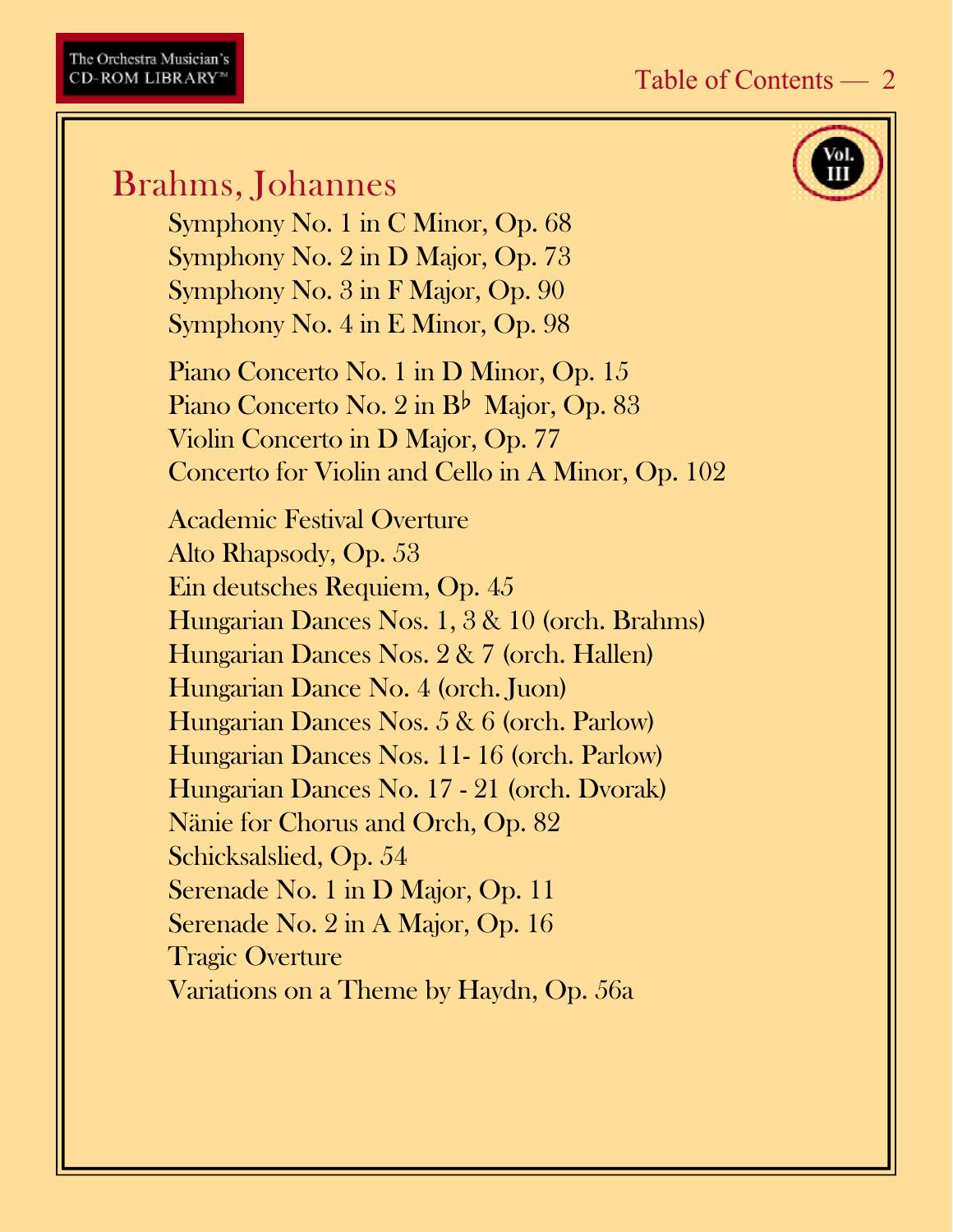## Brahms, Johannes

Vol. III

Symphony No. 1 in C Minor, Op. 68
Symphony No. 2 in D Major, Op. 73
Symphony No. 3 in F Major, Op. 90
Symphony No. 4 in E Minor, Op. 98

Piano Concerto No. 1 in D Minor, Op. 15
Piano Concerto No. 2 in B♭ Major, Op. 83
Violin Concerto in D Major, Op. 77
Concerto for Violin and Cello in A Minor, Op. 102

Academic Festival Overture
Alto Rhapsody, Op. 53
Ein deutsches Requiem, Op. 45
Hungarian Dances Nos. 1, 3 & 10 (orch. Brahms)
Hungarian Dances Nos. 2 & 7 (orch. Hallen)
Hungarian Dance No. 4 (orch. Juon)
Hungarian Dances Nos. 5 & 6 (orch. Parlow)
Hungarian Dances Nos. 11- 16 (orch. Parlow)
Hungarian Dances No. 17 - 21 (orch. Dvorak)
Nänie for Chorus and Orch, Op. 82
Schicksalslied, Op. 54
Serenade No. 1 in D Major, Op. 11
Serenade No. 2 in A Major, Op. 16
Tragic Overture
Variations on a Theme by Haydn, Op. 56a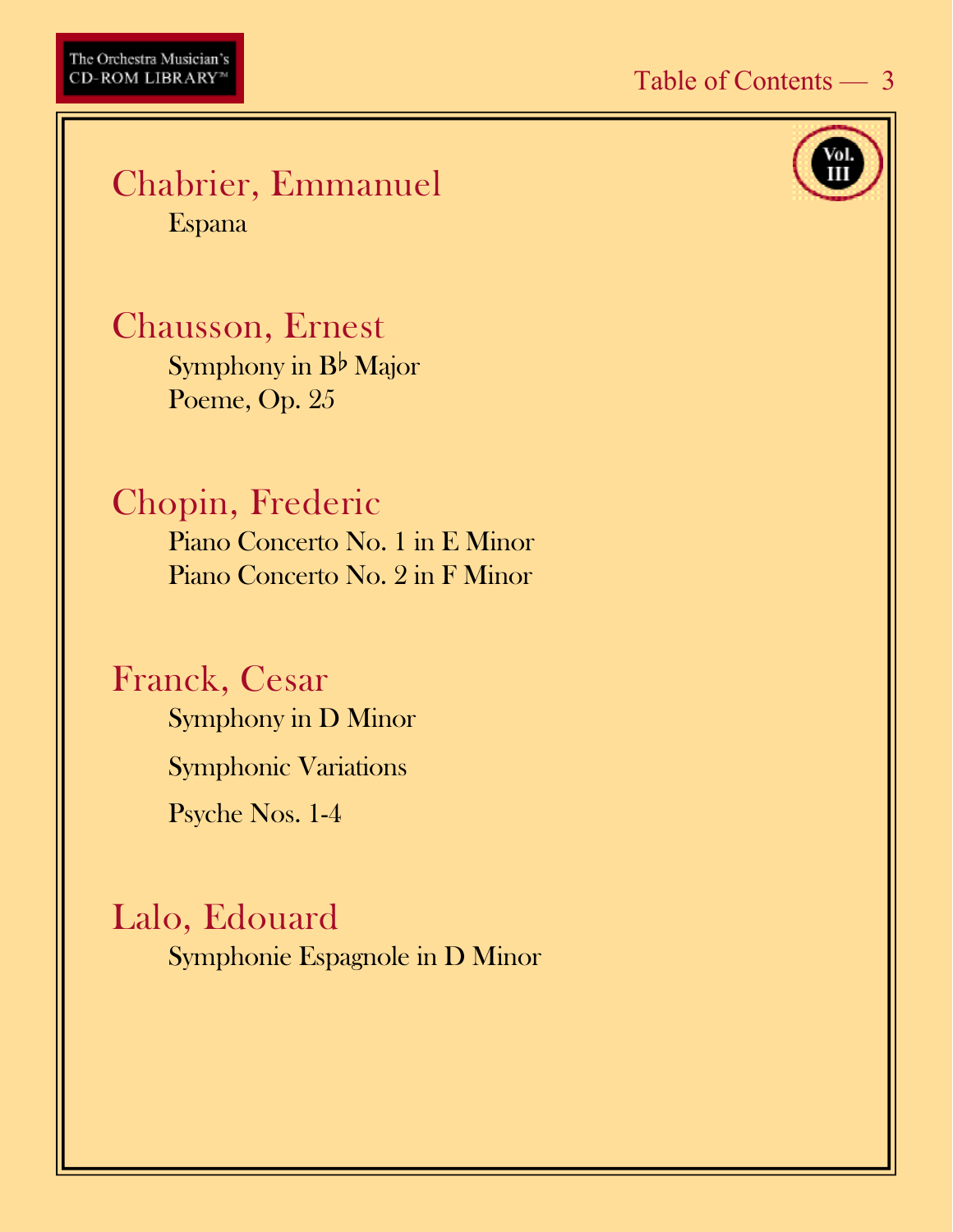## Chabrier, Emmanuel

Espana

## Chausson, Ernest

Symphony in B♭ Major

Poeme, Op. 25

## Chopin, Frederic

Piano Concerto No. 1 in E Minor

Piano Concerto No. 2 in F Minor

## Franck, Cesar

Symphony in D Minor

Symphonic Variations

Psyche Nos. 1-4

## Lalo, Edouard

Symphonie Espagnole in D Minor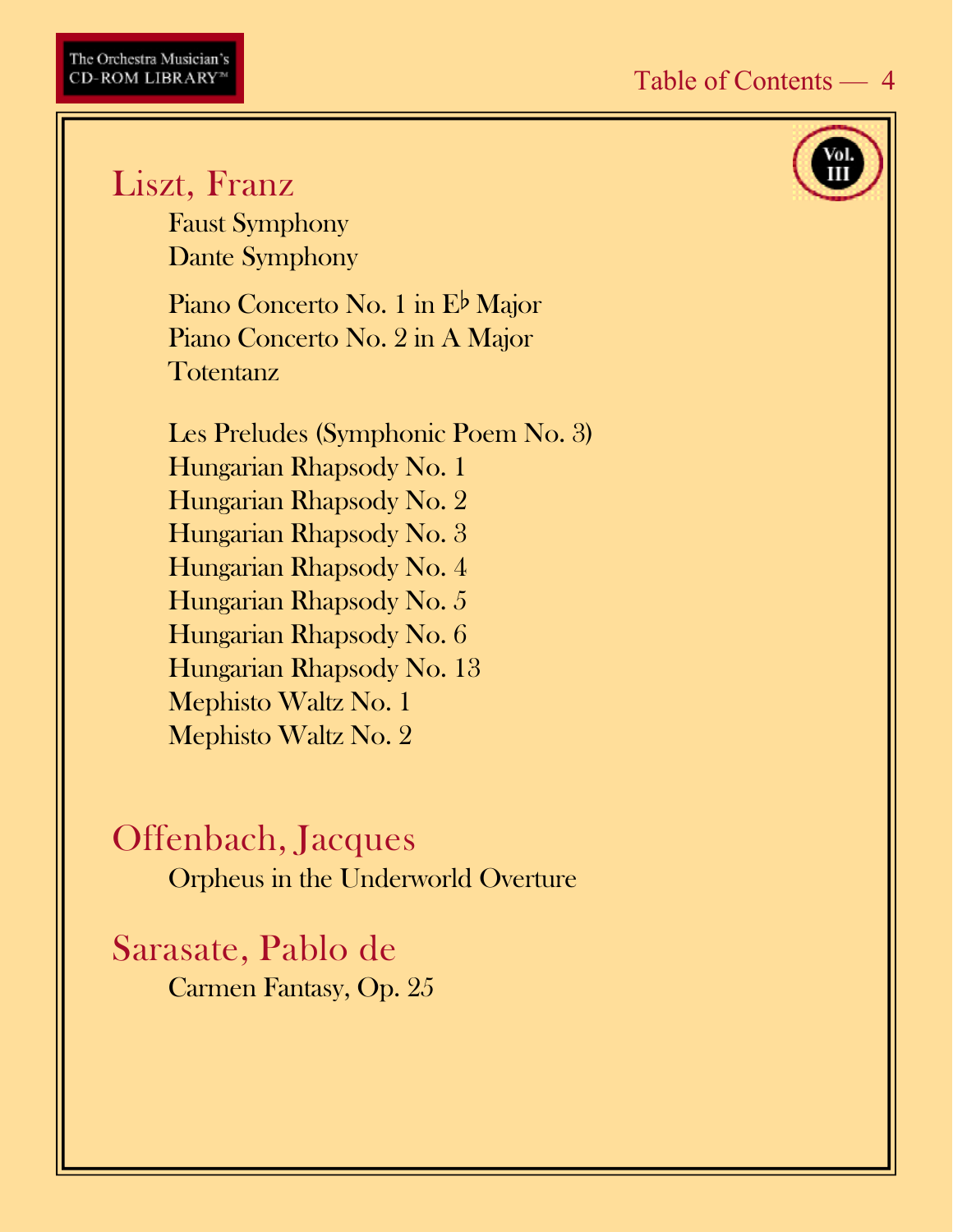## Liszt, Franz

Faust Symphony
Dante Symphony

Piano Concerto No. 1 in E♭ Major
Piano Concerto No. 2 in A Major
Totentanz

Les Preludes (Symphonic Poem No. 3)
Hungarian Rhapsody No. 1
Hungarian Rhapsody No. 2
Hungarian Rhapsody No. 3
Hungarian Rhapsody No. 4
Hungarian Rhapsody No. 5
Hungarian Rhapsody No. 6
Hungarian Rhapsody No. 13
Mephisto Waltz No. 1
Mephisto Waltz No. 2

## Offenbach, Jacques

Orpheus in the Underworld Overture

## Sarasate, Pablo de

Carmen Fantasy, Op. 25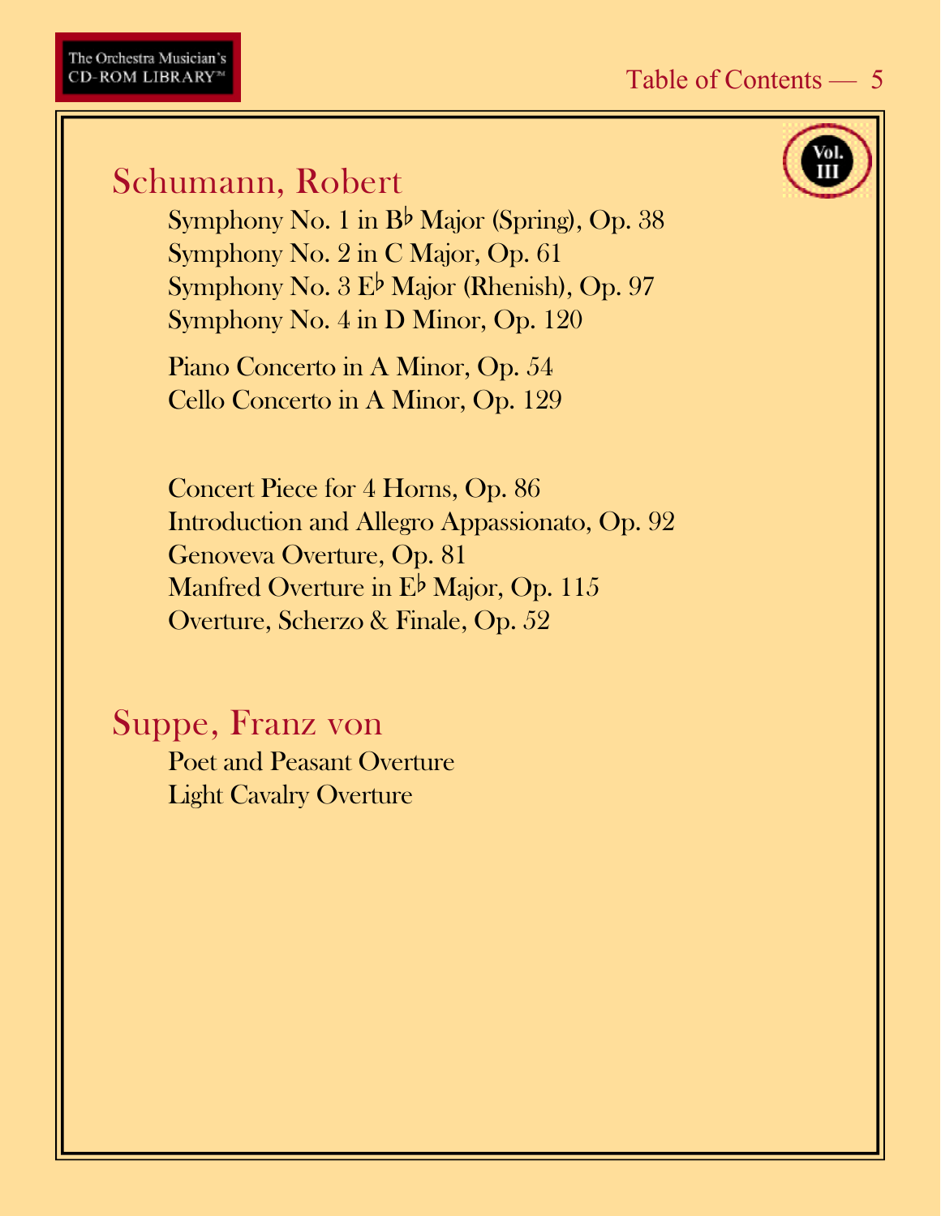## Schumann, Robert

Symphony No. 1 in B♭ Major (Spring), Op. 38
Symphony No. 2 in C Major, Op. 61
Symphony No. 3 E♭ Major (Rhenish), Op. 97
Symphony No. 4 in D Minor, Op. 120

Piano Concerto in A Minor, Op. 54
Cello Concerto in A Minor, Op. 129

Concert Piece for 4 Horns, Op. 86
Introduction and Allegro Appassionato, Op. 92
Genoveva Overture, Op. 81
Manfred Overture in E♭ Major, Op. 115
Overture, Scherzo & Finale, Op. 52

## Suppe, Franz von

Poet and Peasant Overture
Light Cavalry Overture